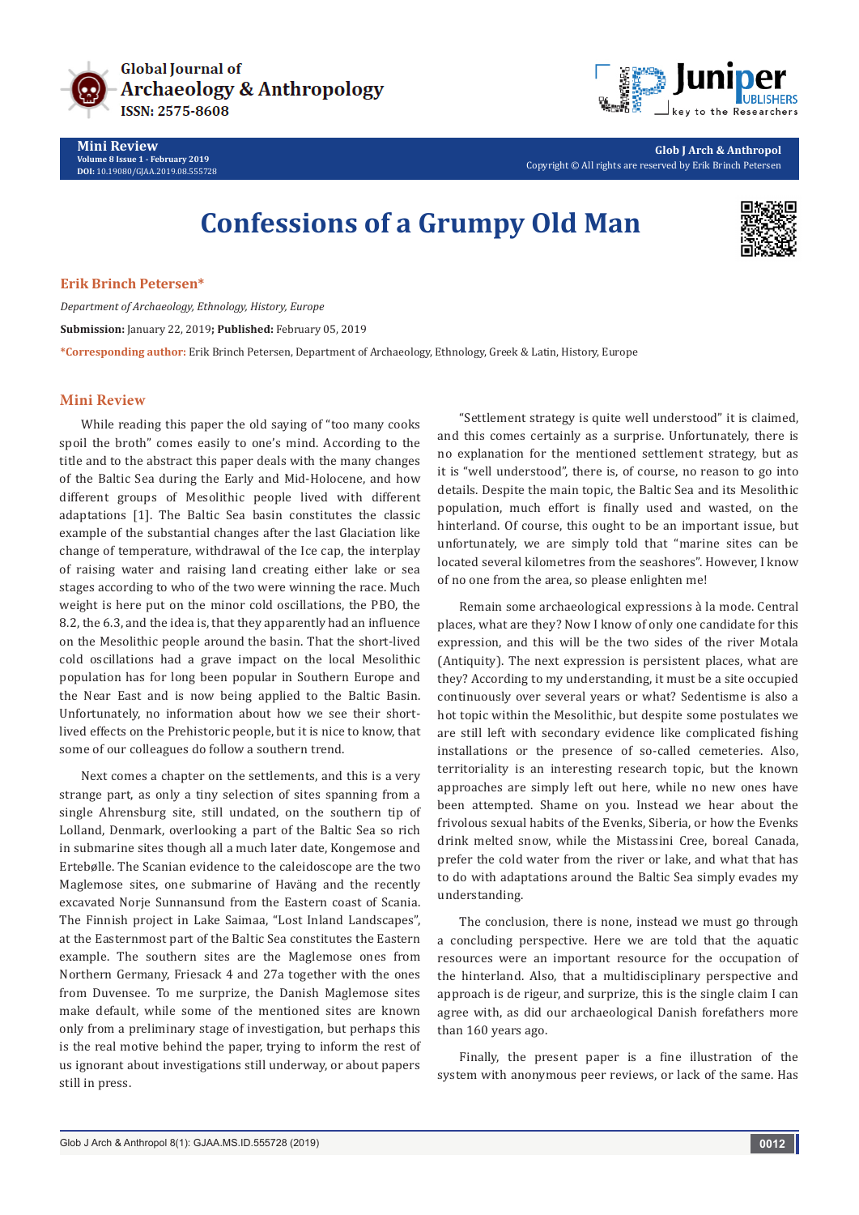Mini Review
Volume 8 Issue 1 - February 2019
DOI: 10.19080/GJAA.2019.08.555728

Glob J Arch & Anthropol
Copyright © All rights are reserved by Erik Brinch Petersen

# Confessions of a Grumpy Old Man

**Erik Brinch Petersen***

*Department of Archaeology, Ethnology, History, Europe*

**Submission:** January 22, 2019; **Published:** February 05, 2019

***Corresponding author:** Erik Brinch Petersen, Department of Archaeology, Ethnology, Greek & Latin, History, Europe

## Mini Review

While reading this paper the old saying of "too many cooks spoil the broth" comes easily to one's mind. According to the title and to the abstract this paper deals with the many changes of the Baltic Sea during the Early and Mid-Holocene, and how different groups of Mesolithic people lived with different adaptations [1]. The Baltic Sea basin constitutes the classic example of the substantial changes after the last Glaciation like change of temperature, withdrawal of the Ice cap, the interplay of raising water and raising land creating either lake or sea stages according to who of the two were winning the race. Much weight is here put on the minor cold oscillations, the PBO, the 8.2, the 6.3, and the idea is, that they apparently had an influence on the Mesolithic people around the basin. That the short-lived cold oscillations had a grave impact on the local Mesolithic population has for long been popular in Southern Europe and the Near East and is now being applied to the Baltic Basin. Unfortunately, no information about how we see their short-lived effects on the Prehistoric people, but it is nice to know, that some of our colleagues do follow a southern trend.

Next comes a chapter on the settlements, and this is a very strange part, as only a tiny selection of sites spanning from a single Ahrensburg site, still undated, on the southern tip of Lolland, Denmark, overlooking a part of the Baltic Sea so rich in submarine sites though all a much later date, Kongemose and Ertebølle. The Scanian evidence to the caleidoscope are the two Maglemose sites, one submarine of Haväng and the recently excavated Norje Sunnansund from the Eastern coast of Scania. The Finnish project in Lake Saimaa, "Lost Inland Landscapes", at the Easternmost part of the Baltic Sea constitutes the Eastern example. The southern sites are the Maglemose ones from Northern Germany, Friesack 4 and 27a together with the ones from Duvensee. To me surprize, the Danish Maglemose sites make default, while some of the mentioned sites are known only from a preliminary stage of investigation, but perhaps this is the real motive behind the paper, trying to inform the rest of us ignorant about investigations still underway, or about papers still in press.

"Settlement strategy is quite well understood" it is claimed, and this comes certainly as a surprise. Unfortunately, there is no explanation for the mentioned settlement strategy, but as it is "well understood", there is, of course, no reason to go into details. Despite the main topic, the Baltic Sea and its Mesolithic population, much effort is finally used and wasted, on the hinterland. Of course, this ought to be an important issue, but unfortunately, we are simply told that "marine sites can be located several kilometres from the seashores". However, I know of no one from the area, so please enlighten me!

Remain some archaeological expressions à la mode. Central places, what are they? Now I know of only one candidate for this expression, and this will be the two sides of the river Motala (Antiquity). The next expression is persistent places, what are they? According to my understanding, it must be a site occupied continuously over several years or what? Sedentisme is also a hot topic within the Mesolithic, but despite some postulates we are still left with secondary evidence like complicated fishing installations or the presence of so-called cemeteries. Also, territoriality is an interesting research topic, but the known approaches are simply left out here, while no new ones have been attempted. Shame on you. Instead we hear about the frivolous sexual habits of the Evenks, Siberia, or how the Evenks drink melted snow, while the Mistassini Cree, boreal Canada, prefer the cold water from the river or lake, and what that has to do with adaptations around the Baltic Sea simply evades my understanding.

The conclusion, there is none, instead we must go through a concluding perspective. Here we are told that the aquatic resources were an important resource for the occupation of the hinterland. Also, that a multidisciplinary perspective and approach is de rigeur, and surprize, this is the single claim I can agree with, as did our archaeological Danish forefathers more than 160 years ago.

Finally, the present paper is a fine illustration of the system with anonymous peer reviews, or lack of the same. Has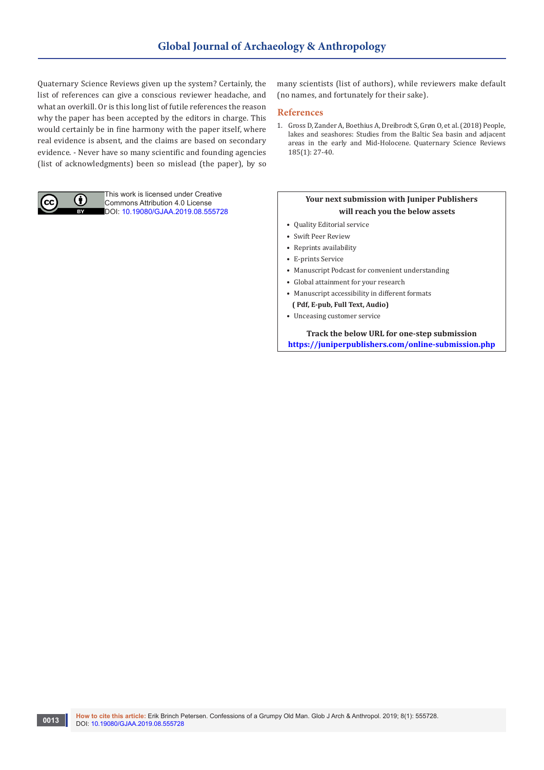Quaternary Science Reviews given up the system? Certainly, the list of references can give a conscious reviewer headache, and what an overkill. Or is this long list of futile references the reason why the paper has been accepted by the editors in charge. This would certainly be in fine harmony with the paper itself, where real evidence is absent, and the claims are based on secondary evidence. - Never have so many scientific and founding agencies (list of acknowledgments) been so mislead (the paper), by so many scientists (list of authors), while reviewers make default (no names, and fortunately for their sake).

## References

1. Gross D, Zander A, Boethius A, Dreibrodt S, Grøn O, et al. (2018) People, lakes and seashores: Studies from the Baltic Sea basin and adjacent areas in the early and Mid-Holocene. Quaternary Science Reviews 185(1): 27-40.

This work is licensed under Creative Commons Attribution 4.0 License
DOI: 10.19080/GJAA.2019.08.555728

**Your next submission with Juniper Publishers will reach you the below assets**

- Quality Editorial service
- Swift Peer Review
- Reprints availability
- E-prints Service
- Manuscript Podcast for convenient understanding
- Global attainment for your research
- Manuscript accessibility in different formats
  **( Pdf, E-pub, Full Text, Audio)**
- Unceasing customer service

**Track the below URL for one-step submission**
**https://juniperpublishers.com/online-submission.php**

**How to cite this article:** Erik Brinch Petersen. Confessions of a Grumpy Old Man. Glob J Arch & Anthropol. 2019; 8(1): 555728. DOI: 10.19080/GJAA.2019.08.555728